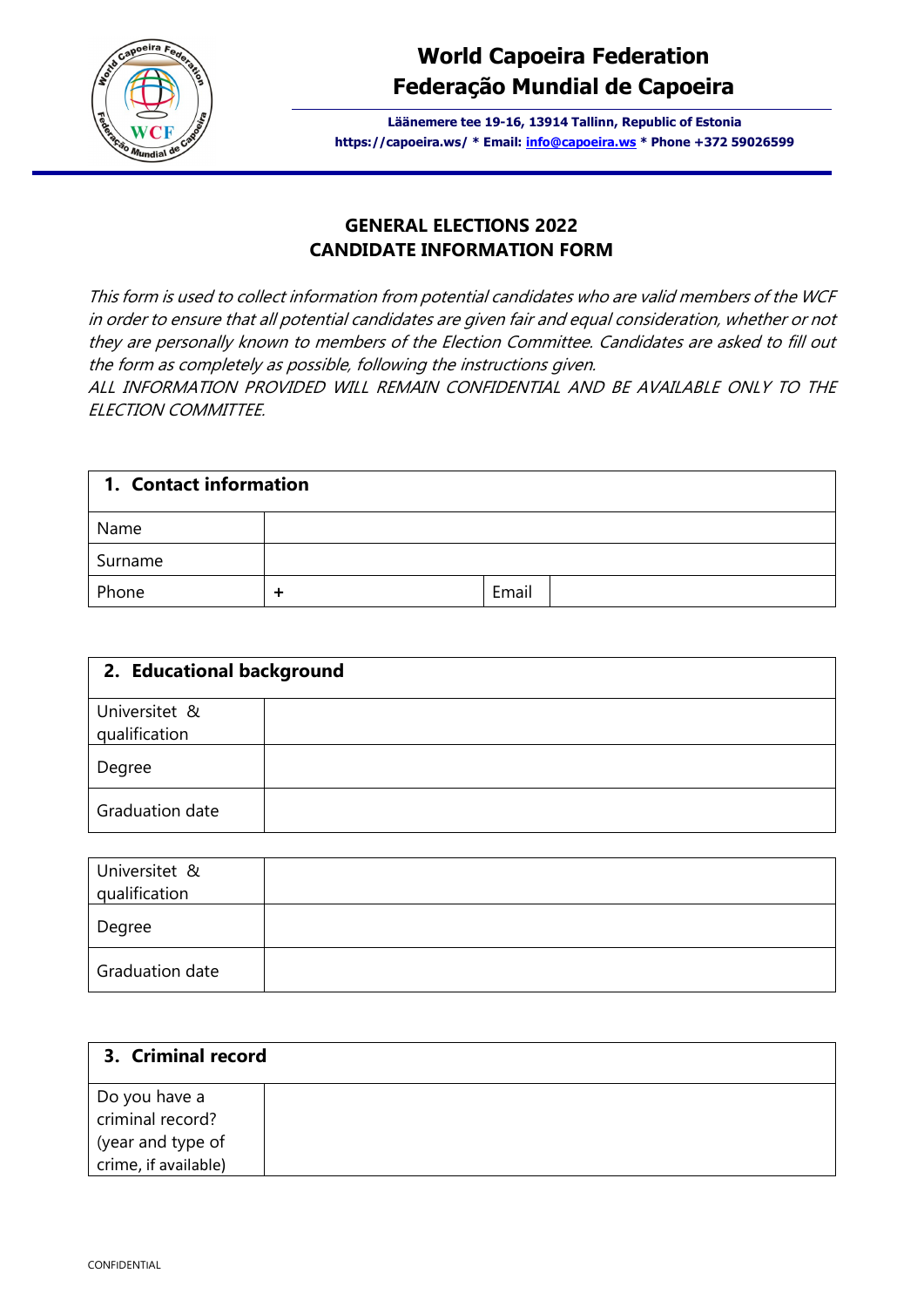# World Capoeira Federation
# Federação Mundial de Capoeira

**Läänemere tee 19-16, 13914 Tallinn, Republic of Estonia**
**https://capoeira.ws/ * Email: info@capoeira.ws * Phone +372 59026599**

## GENERAL ELECTIONS 2022
## CANDIDATE INFORMATION FORM

*This form is used to collect information from potential candidates who are valid members of the WCF in order to ensure that all potential candidates are given fair and equal consideration, whether or not they are personally known to members of the Election Committee. Candidates are asked to fill out the form as completely as possible, following the instructions given.*
*ALL INFORMATION PROVIDED WILL REMAIN CONFIDENTIAL AND BE AVAILABLE ONLY TO THE ELECTION COMMITTEE.*

| **1. Contact information** | | | |
|---|---|---|---|
| Name | | | |
| Surname | | | |
| Phone | + | Email | |

| **2. Educational background** | |
|---|---|
| Universitet & qualification | |
| Degree | |
| Graduation date | |

| | |
|---|---|
| Universitet & qualification | |
| Degree | |
| Graduation date | |

| **3. Criminal record** | |
|---|---|
| Do you have a criminal record? (year and type of crime, if available) | |

CONFIDENTIAL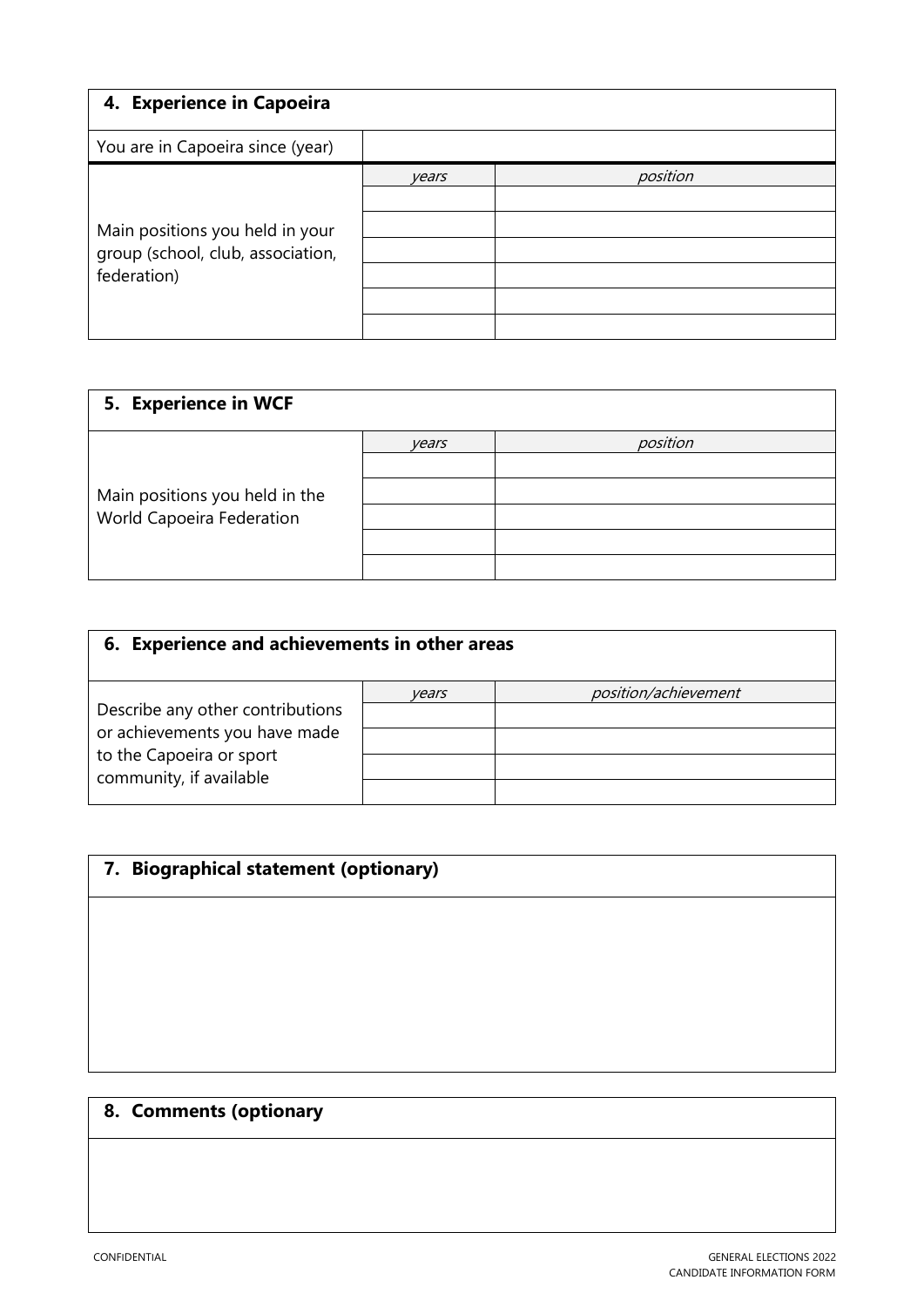## 4. Experience in Capoeira

| You are in Capoeira since (year) | | |
|---|---|---|
| Main positions you held in your group (school, club, association, federation) | *years* | *position* |
| | | |
| | | |
| | | |
| | | |
| | | |
| | | |

## 5. Experience in WCF

| Main positions you held in the World Capoeira Federation | *years* | *position* |
|---|---|---|
| | | |
| | | |
| | | |
| | | |
| | | |

## 6. Experience and achievements in other areas

| Describe any other contributions or achievements you have made to the Capoeira or sport community, if available | *years* | *position/achievement* |
|---|---|---|
| | | |
| | | |
| | | |
| | | |

## 7. Biographical statement (optionary)

## 8. Comments (optionary

CONFIDENTIAL

GENERAL ELECTIONS 2022
CANDIDATE INFORMATION FORM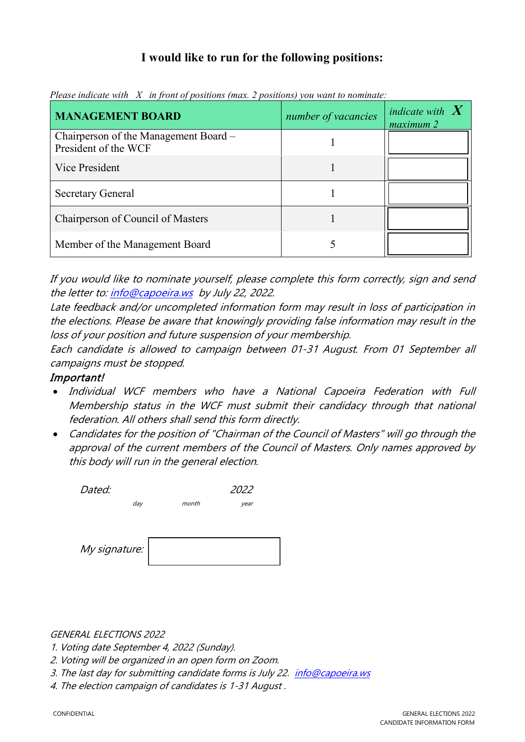## I would like to run for the following positions:

*Please indicate with X in front of positions (max. 2 positions) you want to nominate:*

| MANAGEMENT BOARD | *number of vacancies* | *indicate with X maximum 2* |
|---|---|---|
| Chairperson of the Management Board – President of the WCF | 1 | |
| Vice President | 1 | |
| Secretary General | 1 | |
| Chairperson of Council of Masters | 1 | |
| Member of the Management Board | 5 | |

*If you would like to nominate yourself, please complete this form correctly, sign and send the letter to: [info@capoeira.ws](mailto:info@capoeira.ws) by July 22, 2022.*
*Late feedback and/or uncompleted information form may result in loss of participation in the elections. Please be aware that knowingly providing false information may result in the loss of your position and future suspension of your membership.*
*Each candidate is allowed to campaign between 01-31 August. From 01 September all campaigns must be stopped.*

***Important!***

- *Individual WCF members who have a National Capoeira Federation with Full Membership status in the WCF must submit their candidacy through that national federation. All others shall send this form directly.*
- *Candidates for the position of "Chairman of the Council of Masters" will go through the approval of the current members of the Council of Masters. Only names approved by this body will run in the general election.*

*Dated:* _____ _____ *2022*
*day* *month* *year*

*My signature:* ____________

*GENERAL ELCTIONS 2022*

1. *Voting date September 4, 2022 (Sunday).*
2. *Voting will be organized in an open form on Zoom.*
3. *The last day for submitting candidate forms is July 22. [info@capoeira.ws](mailto:info@capoeira.ws)*
4. *The election campaign of candidates is 1-31 August .*